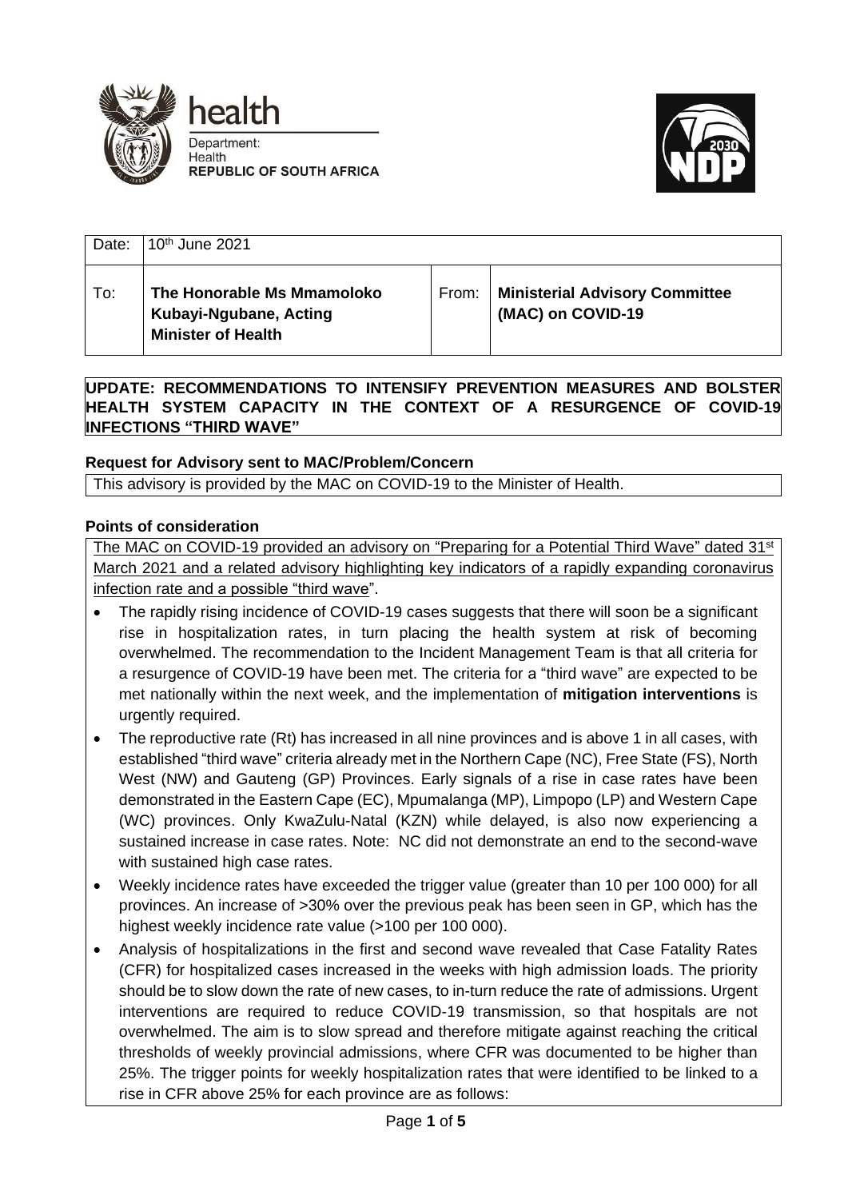health

Department:
Health
**REPUBLIC OF SOUTH AFRICA**

| Date: | 10th June 2021 | | |
|---|---|---|---|
| To: | **The Honorable Ms Mmamoloko Kubayi-Ngubane, Acting Minister of Health** | From: | **Ministerial Advisory Committee (MAC) on COVID-19** |

## UPDATE: RECOMMENDATIONS TO INTENSIFY PREVENTION MEASURES AND BOLSTER HEALTH SYSTEM CAPACITY IN THE CONTEXT OF A RESURGENCE OF COVID-19 INFECTIONS "THIRD WAVE"

### Request for Advisory sent to MAC/Problem/Concern

This advisory is provided by the MAC on COVID-19 to the Minister of Health.

### Points of consideration

The MAC on COVID-19 provided an advisory on "Preparing for a Potential Third Wave" dated 31st March 2021 and a related advisory highlighting key indicators of a rapidly expanding coronavirus infection rate and a possible "third wave".

- The rapidly rising incidence of COVID-19 cases suggests that there will soon be a significant rise in hospitalization rates, in turn placing the health system at risk of becoming overwhelmed. The recommendation to the Incident Management Team is that all criteria for a resurgence of COVID-19 have been met. The criteria for a "third wave" are expected to be met nationally within the next week, and the implementation of **mitigation interventions** is urgently required.
- The reproductive rate (Rt) has increased in all nine provinces and is above 1 in all cases, with established "third wave" criteria already met in the Northern Cape (NC), Free State (FS), North West (NW) and Gauteng (GP) Provinces. Early signals of a rise in case rates have been demonstrated in the Eastern Cape (EC), Mpumalanga (MP), Limpopo (LP) and Western Cape (WC) provinces. Only KwaZulu-Natal (KZN) while delayed, is also now experiencing a sustained increase in case rates. Note: NC did not demonstrate an end to the second-wave with sustained high case rates.
- Weekly incidence rates have exceeded the trigger value (greater than 10 per 100 000) for all provinces. An increase of >30% over the previous peak has been seen in GP, which has the highest weekly incidence rate value (>100 per 100 000).
- Analysis of hospitalizations in the first and second wave revealed that Case Fatality Rates (CFR) for hospitalized cases increased in the weeks with high admission loads. The priority should be to slow down the rate of new cases, to in-turn reduce the rate of admissions. Urgent interventions are required to reduce COVID-19 transmission, so that hospitals are not overwhelmed. The aim is to slow spread and therefore mitigate against reaching the critical thresholds of weekly provincial admissions, where CFR was documented to be higher than 25%. The trigger points for weekly hospitalization rates that were identified to be linked to a rise in CFR above 25% for each province are as follows: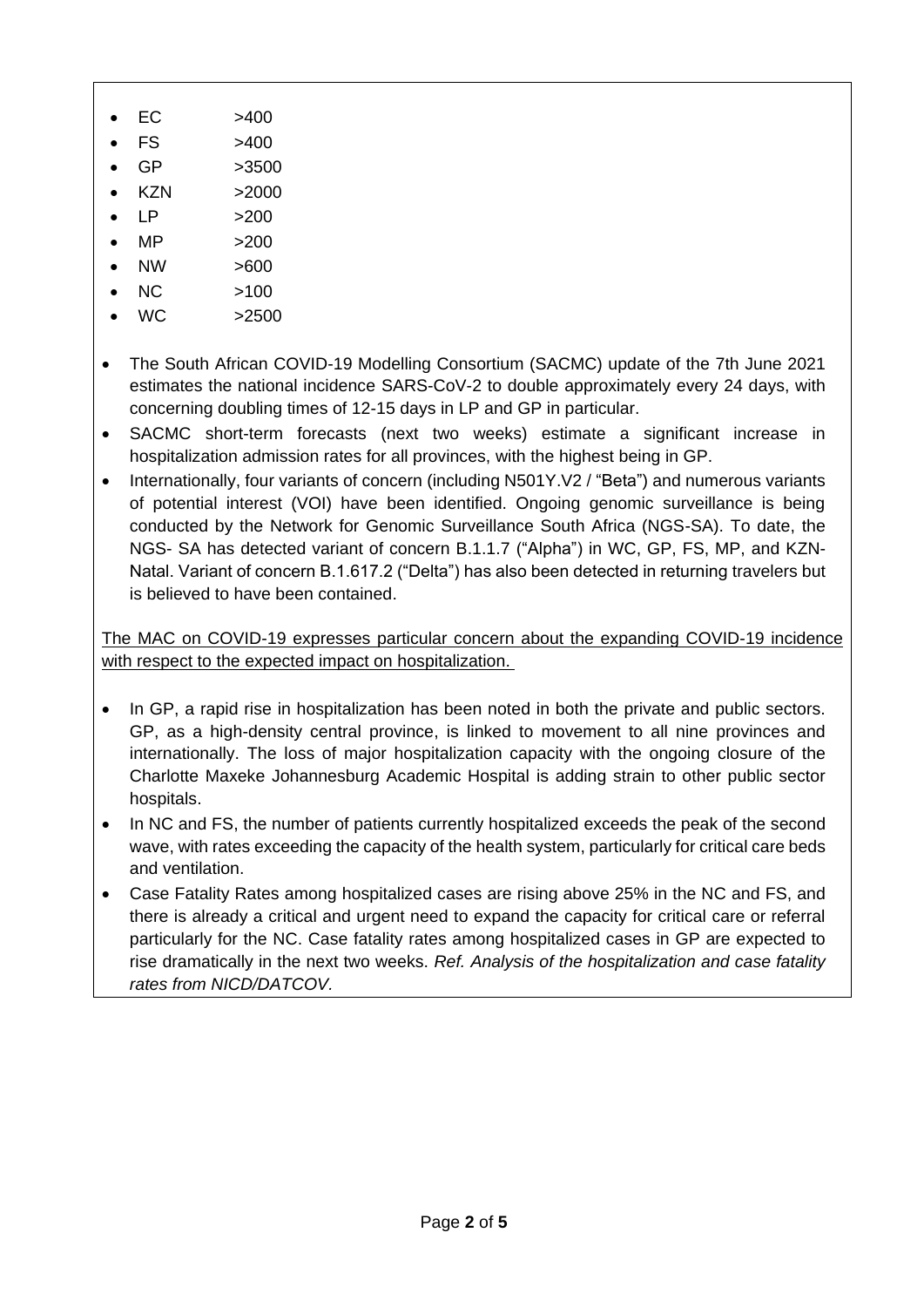- EC >400
- FS >400
- GP >3500
- KZN >2000
- LP >200
- MP >200
- NW >600
- NC >100
- WC >2500

- The South African COVID-19 Modelling Consortium (SACMC) update of the 7th June 2021 estimates the national incidence SARS-CoV-2 to double approximately every 24 days, with concerning doubling times of 12-15 days in LP and GP in particular.
- SACMC short-term forecasts (next two weeks) estimate a significant increase in hospitalization admission rates for all provinces, with the highest being in GP.
- Internationally, four variants of concern (including N501Y.V2 / "Beta") and numerous variants of potential interest (VOI) have been identified. Ongoing genomic surveillance is being conducted by the Network for Genomic Surveillance South Africa (NGS-SA). To date, the NGS- SA has detected variant of concern B.1.1.7 ("Alpha") in WC, GP, FS, MP, and KZN-Natal. Variant of concern B.1.617.2 ("Delta") has also been detected in returning travelers but is believed to have been contained.

<u>The MAC on COVID-19 expresses particular concern about the expanding COVID-19 incidence with respect to the expected impact on hospitalization.</u>

- In GP, a rapid rise in hospitalization has been noted in both the private and public sectors. GP, as a high-density central province, is linked to movement to all nine provinces and internationally. The loss of major hospitalization capacity with the ongoing closure of the Charlotte Maxeke Johannesburg Academic Hospital is adding strain to other public sector hospitals.
- In NC and FS, the number of patients currently hospitalized exceeds the peak of the second wave, with rates exceeding the capacity of the health system, particularly for critical care beds and ventilation.
- Case Fatality Rates among hospitalized cases are rising above 25% in the NC and FS, and there is already a critical and urgent need to expand the capacity for critical care or referral particularly for the NC. Case fatality rates among hospitalized cases in GP are expected to rise dramatically in the next two weeks. *Ref. Analysis of the hospitalization and case fatality rates from NICD/DATCOV.*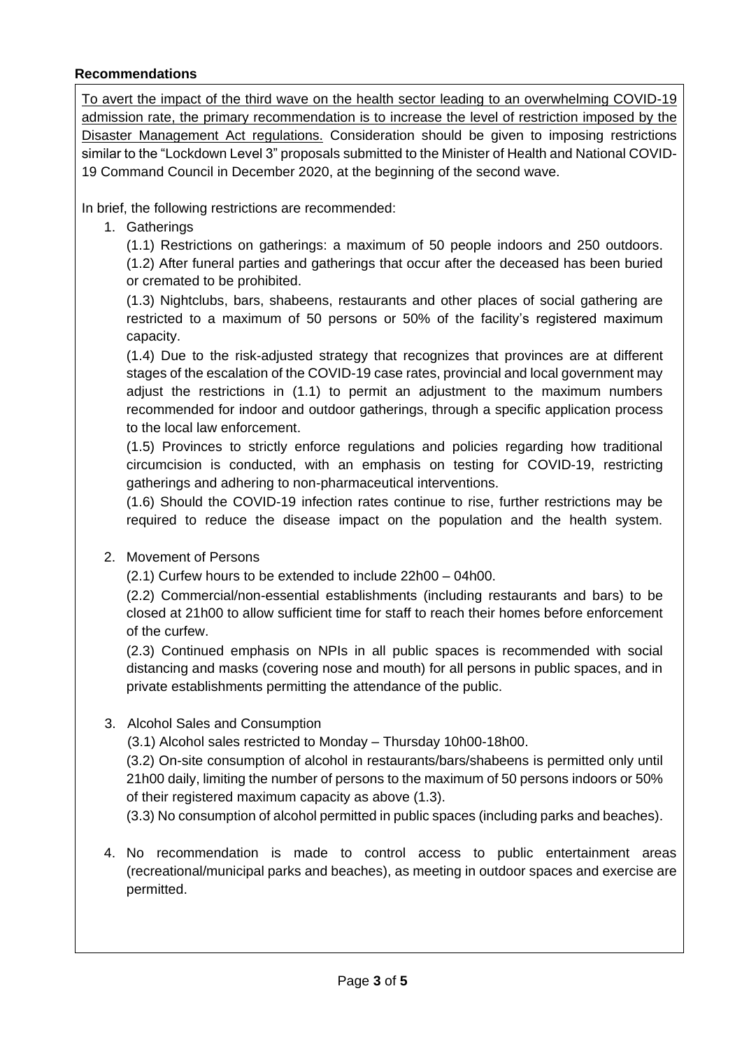**Recommendations**

<u>To avert the impact of the third wave on the health sector leading to an overwhelming COVID-19 admission rate, the primary recommendation is to increase the level of restriction imposed by the Disaster Management Act regulations.</u> Consideration should be given to imposing restrictions similar to the "Lockdown Level 3" proposals submitted to the Minister of Health and National COVID-19 Command Council in December 2020, at the beginning of the second wave.

In brief, the following restrictions are recommended:

1. Gatherings

   (1.1) Restrictions on gatherings: a maximum of 50 people indoors and 250 outdoors.

   (1.2) After funeral parties and gatherings that occur after the deceased has been buried or cremated to be prohibited.

   (1.3) Nightclubs, bars, shabeens, restaurants and other places of social gathering are restricted to a maximum of 50 persons or 50% of the facility's registered maximum capacity.

   (1.4) Due to the risk-adjusted strategy that recognizes that provinces are at different stages of the escalation of the COVID-19 case rates, provincial and local government may adjust the restrictions in (1.1) to permit an adjustment to the maximum numbers recommended for indoor and outdoor gatherings, through a specific application process to the local law enforcement.

   (1.5) Provinces to strictly enforce regulations and policies regarding how traditional circumcision is conducted, with an emphasis on testing for COVID-19, restricting gatherings and adhering to non-pharmaceutical interventions.

   (1.6) Should the COVID-19 infection rates continue to rise, further restrictions may be required to reduce the disease impact on the population and the health system.

2. Movement of Persons

   (2.1) Curfew hours to be extended to include 22h00 – 04h00.

   (2.2) Commercial/non-essential establishments (including restaurants and bars) to be closed at 21h00 to allow sufficient time for staff to reach their homes before enforcement of the curfew.

   (2.3) Continued emphasis on NPIs in all public spaces is recommended with social distancing and masks (covering nose and mouth) for all persons in public spaces, and in private establishments permitting the attendance of the public.

3. Alcohol Sales and Consumption

   (3.1) Alcohol sales restricted to Monday – Thursday 10h00-18h00.

   (3.2) On-site consumption of alcohol in restaurants/bars/shabeens is permitted only until 21h00 daily, limiting the number of persons to the maximum of 50 persons indoors or 50% of their registered maximum capacity as above (1.3).

   (3.3) No consumption of alcohol permitted in public spaces (including parks and beaches).

4. No recommendation is made to control access to public entertainment areas (recreational/municipal parks and beaches), as meeting in outdoor spaces and exercise are permitted.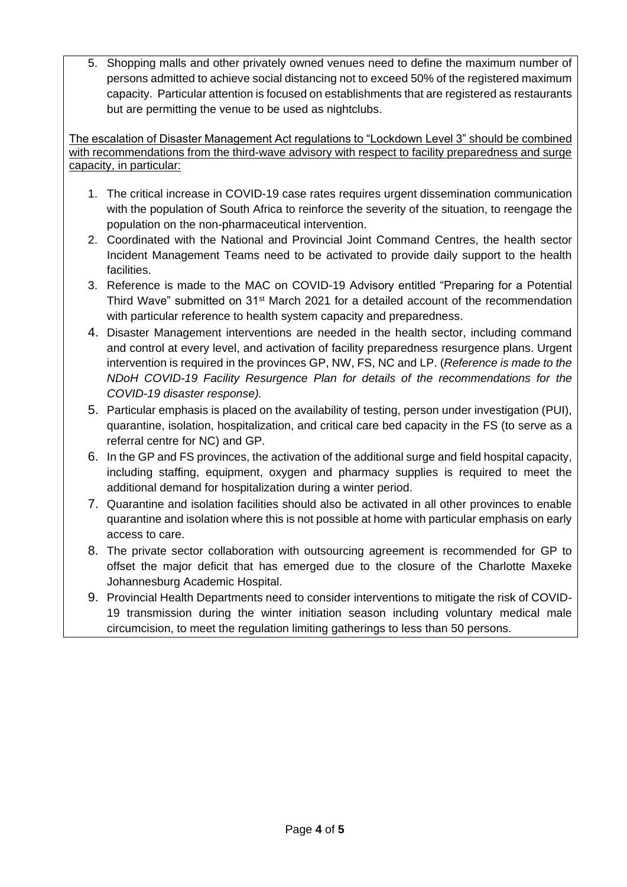5. Shopping malls and other privately owned venues need to define the maximum number of persons admitted to achieve social distancing not to exceed 50% of the registered maximum capacity. Particular attention is focused on establishments that are registered as restaurants but are permitting the venue to be used as nightclubs.

<u>The escalation of Disaster Management Act regulations to "Lockdown Level 3" should be combined with recommendations from the third-wave advisory with respect to facility preparedness and surge capacity, in particular:</u>

1. The critical increase in COVID-19 case rates requires urgent dissemination communication with the population of South Africa to reinforce the severity of the situation, to reengage the population on the non-pharmaceutical intervention.
2. Coordinated with the National and Provincial Joint Command Centres, the health sector Incident Management Teams need to be activated to provide daily support to the health facilities.
3. Reference is made to the MAC on COVID-19 Advisory entitled "Preparing for a Potential Third Wave" submitted on 31st March 2021 for a detailed account of the recommendation with particular reference to health system capacity and preparedness.
4. Disaster Management interventions are needed in the health sector, including command and control at every level, and activation of facility preparedness resurgence plans. Urgent intervention is required in the provinces GP, NW, FS, NC and LP. (*Reference is made to the NDoH COVID-19 Facility Resurgence Plan for details of the recommendations for the COVID-19 disaster response).*
5. Particular emphasis is placed on the availability of testing, person under investigation (PUI), quarantine, isolation, hospitalization, and critical care bed capacity in the FS (to serve as a referral centre for NC) and GP.
6. In the GP and FS provinces, the activation of the additional surge and field hospital capacity, including staffing, equipment, oxygen and pharmacy supplies is required to meet the additional demand for hospitalization during a winter period.
7. Quarantine and isolation facilities should also be activated in all other provinces to enable quarantine and isolation where this is not possible at home with particular emphasis on early access to care.
8. The private sector collaboration with outsourcing agreement is recommended for GP to offset the major deficit that has emerged due to the closure of the Charlotte Maxeke Johannesburg Academic Hospital.
9. Provincial Health Departments need to consider interventions to mitigate the risk of COVID-19 transmission during the winter initiation season including voluntary medical male circumcision, to meet the regulation limiting gatherings to less than 50 persons.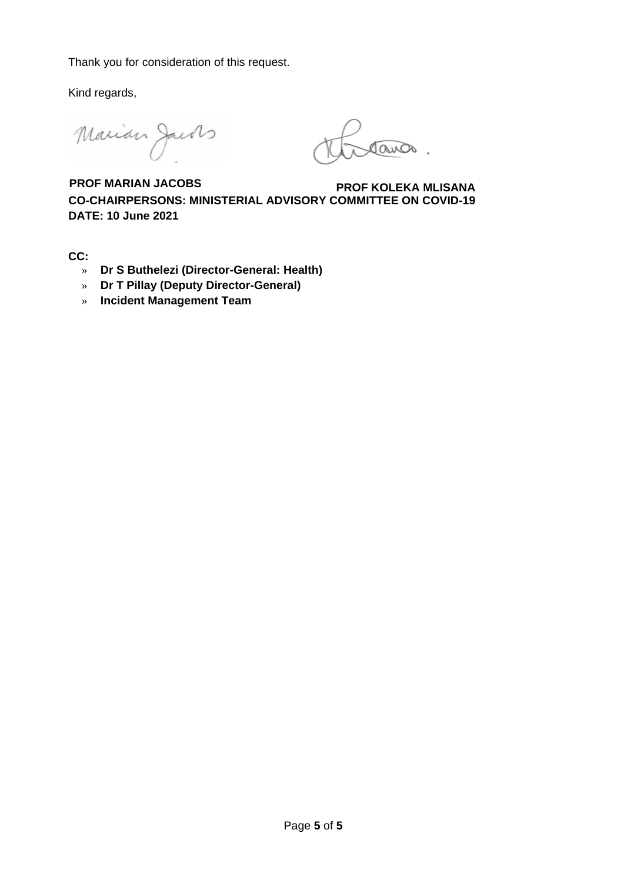Thank you for consideration of this request.

Kind regards,

**PROF MARIAN JACOBS** **PROF KOLEKA MLISANA**
**CO-CHAIRPERSONS: MINISTERIAL ADVISORY COMMITTEE ON COVID-19**
**DATE: 10 June 2021**

**CC:**

- **Dr S Buthelezi (Director-General: Health)**
- **Dr T Pillay (Deputy Director-General)**
- **Incident Management Team**